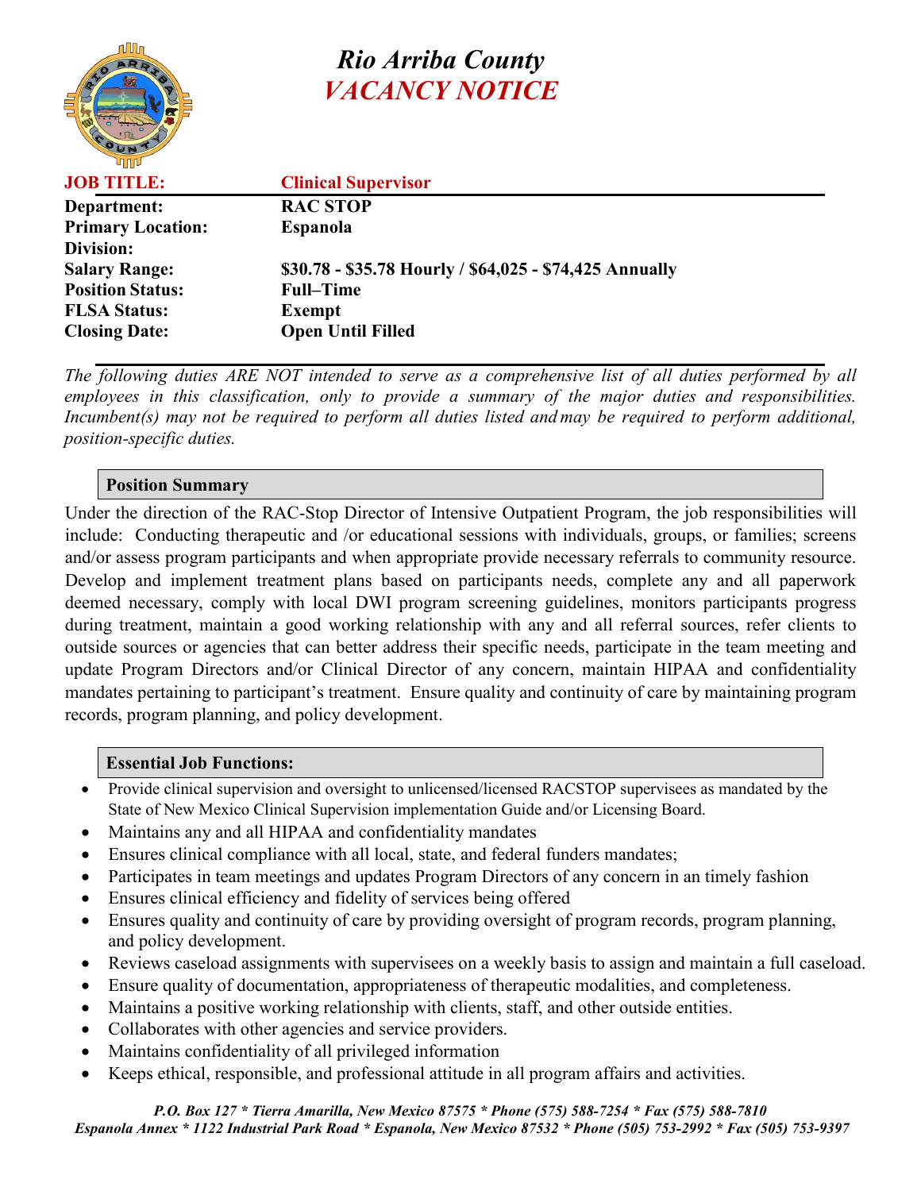# *Rio Arriba County*
# *VACANCY NOTICE*

| | |
|---|---|
| **JOB TITLE:** | **Clinical Supervisor** |
| **Department:** | **RAC STOP** |
| **Primary Location:** | **Espanola** |
| **Division:** | |
| **Salary Range:** | **$30.78 - $35.78 Hourly / $64,025 - $74,425 Annually** |
| **Position Status:** | **Full–Time** |
| **FLSA Status:** | **Exempt** |
| **Closing Date:** | **Open Until Filled** |

*The following duties ARE NOT intended to serve as a comprehensive list of all duties performed by all employees in this classification, only to provide a summary of the major duties and responsibilities. Incumbent(s) may not be required to perform all duties listed and may be required to perform additional, position-specific duties.*

## Position Summary

Under the direction of the RAC-Stop Director of Intensive Outpatient Program, the job responsibilities will include: Conducting therapeutic and /or educational sessions with individuals, groups, or families; screens and/or assess program participants and when appropriate provide necessary referrals to community resource. Develop and implement treatment plans based on participants needs, complete any and all paperwork deemed necessary, comply with local DWI program screening guidelines, monitors participants progress during treatment, maintain a good working relationship with any and all referral sources, refer clients to outside sources or agencies that can better address their specific needs, participate in the team meeting and update Program Directors and/or Clinical Director of any concern, maintain HIPAA and confidentiality mandates pertaining to participant's treatment. Ensure quality and continuity of care by maintaining program records, program planning, and policy development.

## Essential Job Functions:

- Provide clinical supervision and oversight to unlicensed/licensed RACSTOP supervisees as mandated by the State of New Mexico Clinical Supervision implementation Guide and/or Licensing Board.
- Maintains any and all HIPAA and confidentiality mandates
- Ensures clinical compliance with all local, state, and federal funders mandates;
- Participates in team meetings and updates Program Directors of any concern in an timely fashion
- Ensures clinical efficiency and fidelity of services being offered
- Ensures quality and continuity of care by providing oversight of program records, program planning, and policy development.
- Reviews caseload assignments with supervisees on a weekly basis to assign and maintain a full caseload.
- Ensure quality of documentation, appropriateness of therapeutic modalities, and completeness.
- Maintains a positive working relationship with clients, staff, and other outside entities.
- Collaborates with other agencies and service providers.
- Maintains confidentiality of all privileged information
- Keeps ethical, responsible, and professional attitude in all program affairs and activities.

*P.O. Box 127 * Tierra Amarilla, New Mexico 87575 * Phone (575) 588-7254 * Fax (575) 588-7810*
*Espanola Annex * 1122 Industrial Park Road * Espanola, New Mexico 87532 * Phone (505) 753-2992 * Fax (505) 753-9397*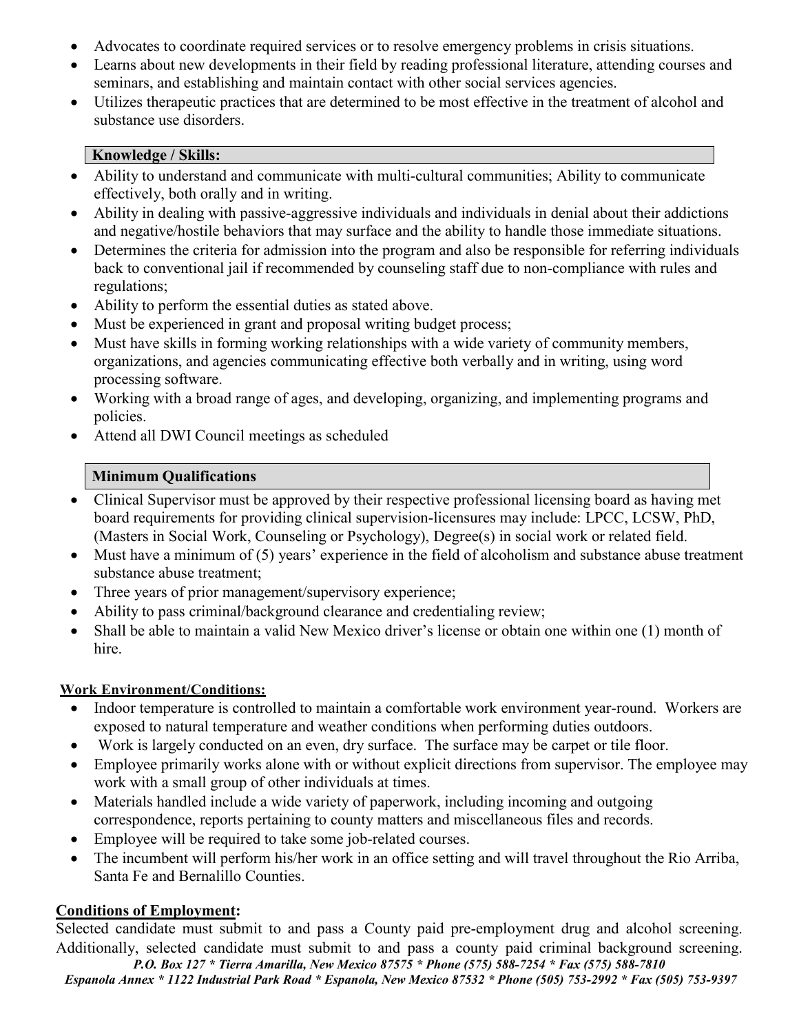- Advocates to coordinate required services or to resolve emergency problems in crisis situations.
- Learns about new developments in their field by reading professional literature, attending courses and seminars, and establishing and maintain contact with other social services agencies.
- Utilizes therapeutic practices that are determined to be most effective in the treatment of alcohol and substance use disorders.

**Knowledge / Skills:**

- Ability to understand and communicate with multi-cultural communities; Ability to communicate effectively, both orally and in writing.
- Ability in dealing with passive-aggressive individuals and individuals in denial about their addictions and negative/hostile behaviors that may surface and the ability to handle those immediate situations.
- Determines the criteria for admission into the program and also be responsible for referring individuals back to conventional jail if recommended by counseling staff due to non-compliance with rules and regulations;
- Ability to perform the essential duties as stated above.
- Must be experienced in grant and proposal writing budget process;
- Must have skills in forming working relationships with a wide variety of community members, organizations, and agencies communicating effective both verbally and in writing, using word processing software.
- Working with a broad range of ages, and developing, organizing, and implementing programs and policies.
- Attend all DWI Council meetings as scheduled

**Minimum Qualifications**

- Clinical Supervisor must be approved by their respective professional licensing board as having met board requirements for providing clinical supervision-licensures may include: LPCC, LCSW, PhD, (Masters in Social Work, Counseling or Psychology), Degree(s) in social work or related field.
- Must have a minimum of (5) years' experience in the field of alcoholism and substance abuse treatment substance abuse treatment;
- Three years of prior management/supervisory experience;
- Ability to pass criminal/background clearance and credentialing review;
- Shall be able to maintain a valid New Mexico driver's license or obtain one within one (1) month of hire.

**Work Environment/Conditions:**

- Indoor temperature is controlled to maintain a comfortable work environment year-round. Workers are exposed to natural temperature and weather conditions when performing duties outdoors.
- Work is largely conducted on an even, dry surface. The surface may be carpet or tile floor.
- Employee primarily works alone with or without explicit directions from supervisor. The employee may work with a small group of other individuals at times.
- Materials handled include a wide variety of paperwork, including incoming and outgoing correspondence, reports pertaining to county matters and miscellaneous files and records.
- Employee will be required to take some job-related courses.
- The incumbent will perform his/her work in an office setting and will travel throughout the Rio Arriba, Santa Fe and Bernalillo Counties.

**Conditions of Employment:**

Selected candidate must submit to and pass a County paid pre-employment drug and alcohol screening. Additionally, selected candidate must submit to and pass a county paid criminal background screening.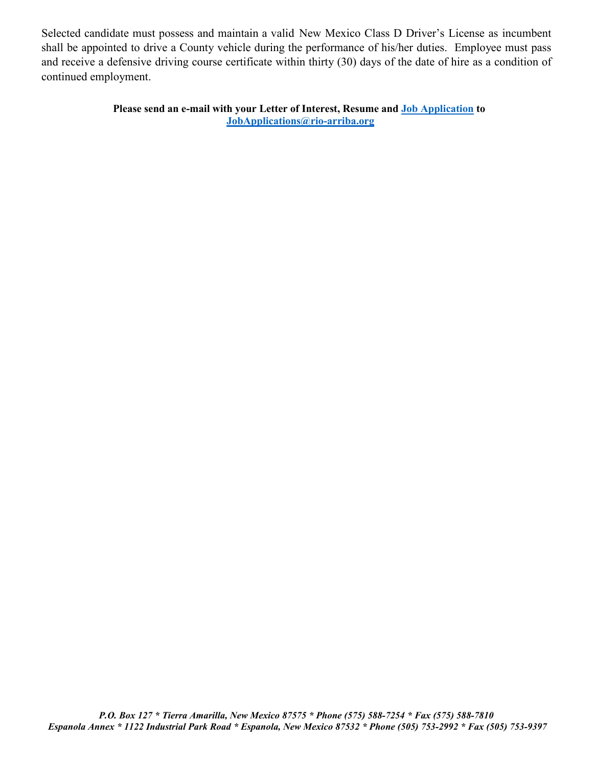Selected candidate must possess and maintain a valid New Mexico Class D Driver's License as incumbent shall be appointed to drive a County vehicle during the performance of his/her duties. Employee must pass and receive a defensive driving course certificate within thirty (30) days of the date of hire as a condition of continued employment.

**Please send an e-mail with your Letter of Interest, Resume and Job Application to JobApplications@rio-arriba.org**

***P.O. Box 127 * Tierra Amarilla, New Mexico 87575 * Phone (575) 588-7254 * Fax (575) 588-7810***
***Espanola Annex * 1122 Industrial Park Road * Espanola, New Mexico 87532 * Phone (505) 753-2992 * Fax (505) 753-9397***